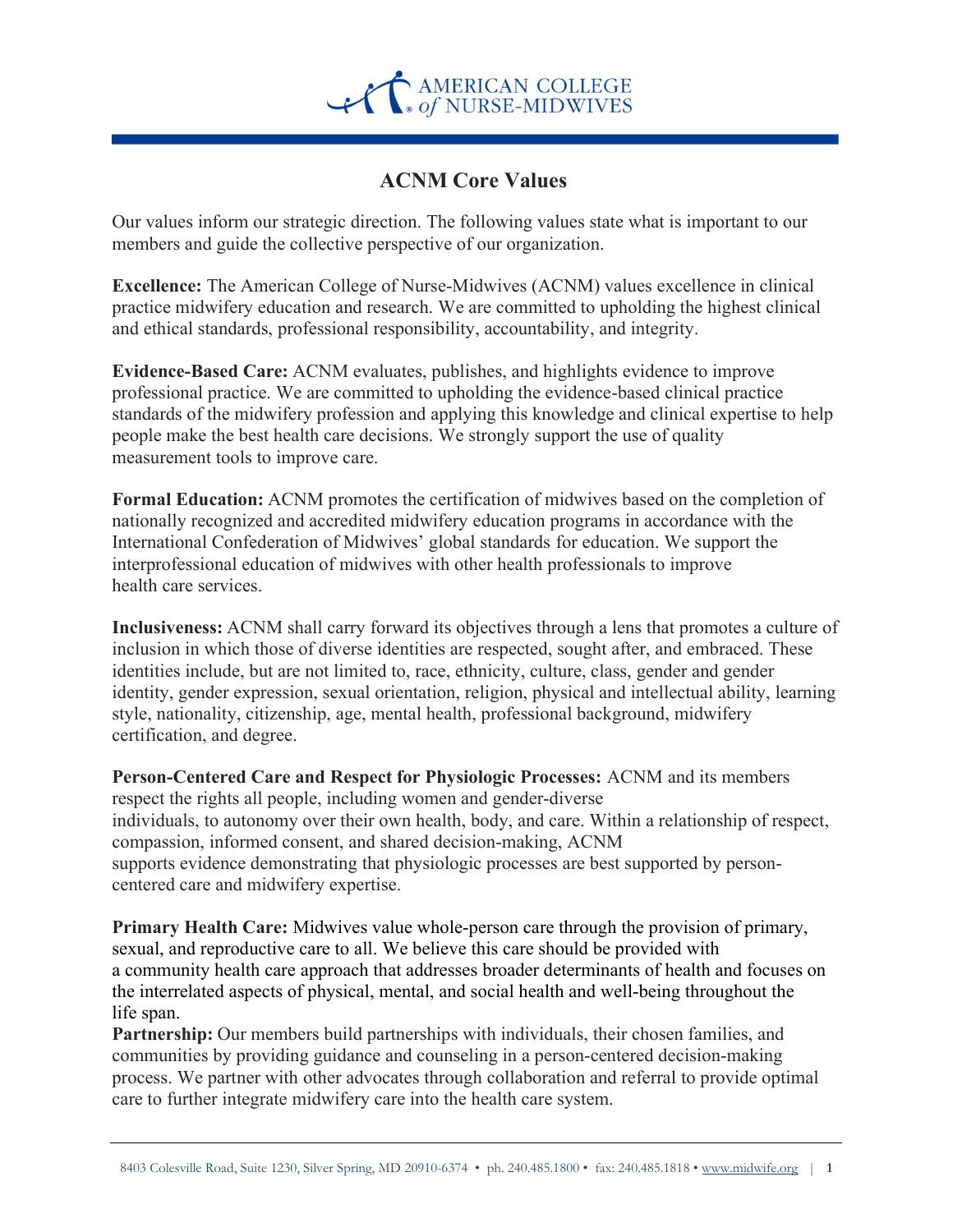# ACNM Core Values

Our values inform our strategic direction. The following values state what is important to our members and guide the collective perspective of our organization.

**Excellence:** The American College of Nurse-Midwives (ACNM) values excellence in clinical practice midwifery education and research. We are committed to upholding the highest clinical and ethical standards, professional responsibility, accountability, and integrity.

**Evidence-Based Care:** ACNM evaluates, publishes, and highlights evidence to improve professional practice. We are committed to upholding the evidence-based clinical practice standards of the midwifery profession and applying this knowledge and clinical expertise to help people make the best health care decisions. We strongly support the use of quality measurement tools to improve care.

**Formal Education:** ACNM promotes the certification of midwives based on the completion of nationally recognized and accredited midwifery education programs in accordance with the International Confederation of Midwives' global standards for education. We support the interprofessional education of midwives with other health professionals to improve health care services.

**Inclusiveness:** ACNM shall carry forward its objectives through a lens that promotes a culture of inclusion in which those of diverse identities are respected, sought after, and embraced. These identities include, but are not limited to, race, ethnicity, culture, class, gender and gender identity, gender expression, sexual orientation, religion, physical and intellectual ability, learning style, nationality, citizenship, age, mental health, professional background, midwifery certification, and degree.

**Person-Centered Care and Respect for Physiologic Processes:** ACNM and its members respect the rights all people, including women and gender-diverse individuals, to autonomy over their own health, body, and care. Within a relationship of respect, compassion, informed consent, and shared decision-making, ACNM supports evidence demonstrating that physiologic processes are best supported by person-centered care and midwifery expertise.

**Primary Health Care:** Midwives value whole-person care through the provision of primary, sexual, and reproductive care to all. We believe this care should be provided with a community health care approach that addresses broader determinants of health and focuses on the interrelated aspects of physical, mental, and social health and well-being throughout the life span.

**Partnership:** Our members build partnerships with individuals, their chosen families, and communities by providing guidance and counseling in a person-centered decision-making process. We partner with other advocates through collaboration and referral to provide optimal care to further integrate midwifery care into the health care system.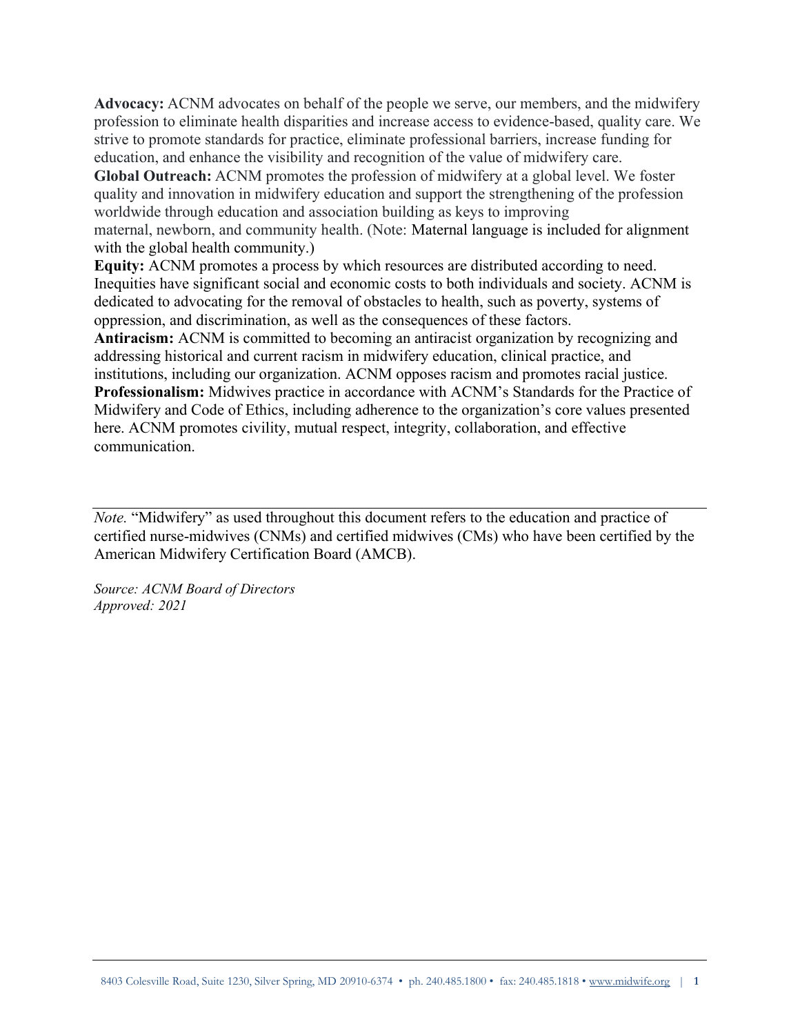**Advocacy:** ACNM advocates on behalf of the people we serve, our members, and the midwifery profession to eliminate health disparities and increase access to evidence-based, quality care. We strive to promote standards for practice, eliminate professional barriers, increase funding for education, and enhance the visibility and recognition of the value of midwifery care.

**Global Outreach:** ACNM promotes the profession of midwifery at a global level. We foster quality and innovation in midwifery education and support the strengthening of the profession worldwide through education and association building as keys to improving maternal, newborn, and community health. (Note: Maternal language is included for alignment with the global health community.)

**Equity:** ACNM promotes a process by which resources are distributed according to need. Inequities have significant social and economic costs to both individuals and society. ACNM is dedicated to advocating for the removal of obstacles to health, such as poverty, systems of oppression, and discrimination, as well as the consequences of these factors.

**Antiracism:** ACNM is committed to becoming an antiracist organization by recognizing and addressing historical and current racism in midwifery education, clinical practice, and institutions, including our organization. ACNM opposes racism and promotes racial justice.

**Professionalism:** Midwives practice in accordance with ACNM's Standards for the Practice of Midwifery and Code of Ethics, including adherence to the organization's core values presented here. ACNM promotes civility, mutual respect, integrity, collaboration, and effective communication.

---

*Note.* "Midwifery" as used throughout this document refers to the education and practice of certified nurse-midwives (CNMs) and certified midwives (CMs) who have been certified by the American Midwifery Certification Board (AMCB).

*Source: ACNM Board of Directors*
*Approved: 2021*